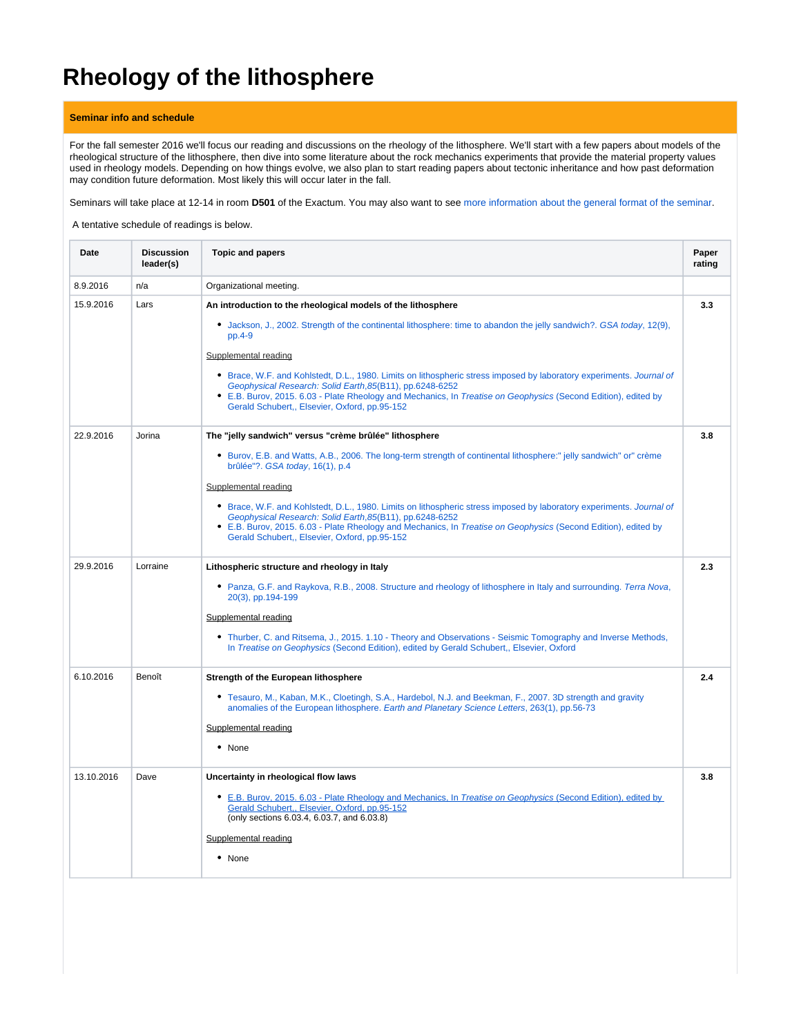# Rheology of the lithosphere

## Seminar info and schedule

For the fall semester 2016 we'll focus our reading and discussions on the rheology of the lithosphere. We'll start with a few papers about models of the rheological structure of the lithosphere, then dive into some literature about the rock mechanics experiments that provide the material property values used in rheology models. Depending on how things evolve, we also plan to start reading papers about tectonic inheritance and how past deformation may condition future deformation. Most likely this will occur later in the fall.

Seminars will take place at 12-14 in room **D501** of the Exactum. You may also want to see more information about the general format of the seminar.

A tentative schedule of readings is below.

| Date | Discussion leader(s) | Topic and papers | Paper rating |
|---|---|---|---|
| 8.9.2016 | n/a | Organizational meeting. | |
| 15.9.2016 | Lars | **An introduction to the rheological models of the lithosphere**<br>• Jackson, J., 2002. Strength of the continental lithosphere: time to abandon the jelly sandwich?. *GSA today*, 12(9), pp.4-9<br>Supplemental reading<br>• Brace, W.F. and Kohlstedt, D.L., 1980. Limits on lithospheric stress imposed by laboratory experiments. *Journal of Geophysical Research: Solid Earth*,*85*(B11), pp.6248-6252<br>• E.B. Burov, 2015. 6.03 - Plate Rheology and Mechanics, In *Treatise on Geophysics* (Second Edition), edited by Gerald Schubert,, Elsevier, Oxford, pp.95-152 | **3.3** |
| 22.9.2016 | Jorina | **The "jelly sandwich" versus "crème brûlée" lithosphere**<br>• Burov, E.B. and Watts, A.B., 2006. The long-term strength of continental lithosphere:" jelly sandwich" or" crème brûlée"?. *GSA today*, 16(1), p.4<br>Supplemental reading<br>• Brace, W.F. and Kohlstedt, D.L., 1980. Limits on lithospheric stress imposed by laboratory experiments. *Journal of Geophysical Research: Solid Earth*,*85*(B11), pp.6248-6252<br>• E.B. Burov, 2015. 6.03 - Plate Rheology and Mechanics, In *Treatise on Geophysics* (Second Edition), edited by Gerald Schubert,, Elsevier, Oxford, pp.95-152 | **3.8** |
| 29.9.2016 | Lorraine | **Lithospheric structure and rheology in Italy**<br>• Panza, G.F. and Raykova, R.B., 2008. Structure and rheology of lithosphere in Italy and surrounding. *Terra Nova*, 20(3), pp.194-199<br>Supplemental reading<br>• Thurber, C. and Ritsema, J., 2015. 1.10 - Theory and Observations - Seismic Tomography and Inverse Methods, In *Treatise on Geophysics* (Second Edition), edited by Gerald Schubert,, Elsevier, Oxford | **2.3** |
| 6.10.2016 | Benoît | **Strength of the European lithosphere**<br>• Tesauro, M., Kaban, M.K., Cloetingh, S.A., Hardebol, N.J. and Beekman, F., 2007. 3D strength and gravity anomalies of the European lithosphere. *Earth and Planetary Science Letters*, 263(1), pp.56-73<br>Supplemental reading<br>• None | **2.4** |
| 13.10.2016 | Dave | **Uncertainty in rheological flow laws**<br>• E.B. Burov, 2015. 6.03 - Plate Rheology and Mechanics, In *Treatise on Geophysics* (Second Edition), edited by Gerald Schubert,, Elsevier, Oxford, pp.95-152 (only sections 6.03.4, 6.03.7, and 6.03.8)<br>Supplemental reading<br>• None | **3.8** |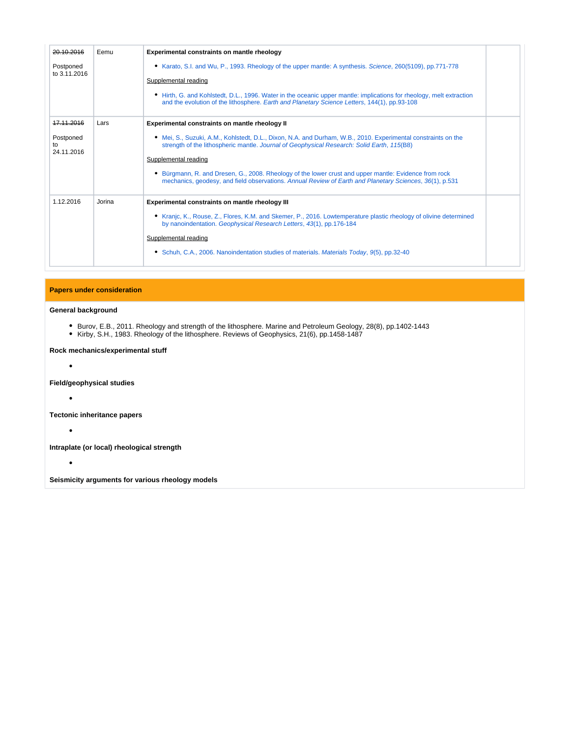| | | | |
|---|---|---|---|
| ~~20.10.2016~~<br><br>Postponed to 3.11.2016 | Eemu | **Experimental constraints on mantle rheology**<br><br>• Karato, S.I. and Wu, P., 1993. Rheology of the upper mantle: A synthesis. *Science*, 260(5109), pp.771-778<br><br><u>Supplemental reading</u><br><br>• Hirth, G. and Kohlstedt, D.L., 1996. Water in the oceanic upper mantle: implications for rheology, melt extraction and the evolution of the lithosphere. *Earth and Planetary Science Letters*, 144(1), pp.93-108 | |
| ~~17.11.2016~~<br><br>Postponed to 24.11.2016 | Lars | **Experimental constraints on mantle rheology II**<br><br>• Mei, S., Suzuki, A.M., Kohlstedt, D.L., Dixon, N.A. and Durham, W.B., 2010. Experimental constraints on the strength of the lithospheric mantle. *Journal of Geophysical Research: Solid Earth*, *115*(B8)<br><br><u>Supplemental reading</u><br><br>• Bürgmann, R. and Dresen, G., 2008. Rheology of the lower crust and upper mantle: Evidence from rock mechanics, geodesy, and field observations. *Annual Review of Earth and Planetary Sciences*, *36*(1), p.531 | |
| 1.12.2016 | Jorina | **Experimental constraints on mantle rheology III**<br><br>• Kranjc, K., Rouse, Z., Flores, K.M. and Skemer, P., 2016. Lowtemperature plastic rheology of olivine determined by nanoindentation. *Geophysical Research Letters*, *43*(1), pp.176-184<br><br><u>Supplemental reading</u><br><br>• Schuh, C.A., 2006. Nanoindentation studies of materials. *Materials Today*, *9*(5), pp.32-40 | |

## Papers under consideration

**General background**

- Burov, E.B., 2011. Rheology and strength of the lithosphere. Marine and Petroleum Geology, 28(8), pp.1402-1443
- Kirby, S.H., 1983. Rheology of the lithosphere. Reviews of Geophysics, 21(6), pp.1458-1487

**Rock mechanics/experimental stuff**

- 

**Field/geophysical studies**

- 

**Tectonic inheritance papers**

- 

**Intraplate (or local) rheological strength**

- 

**Seismicity arguments for various rheology models**